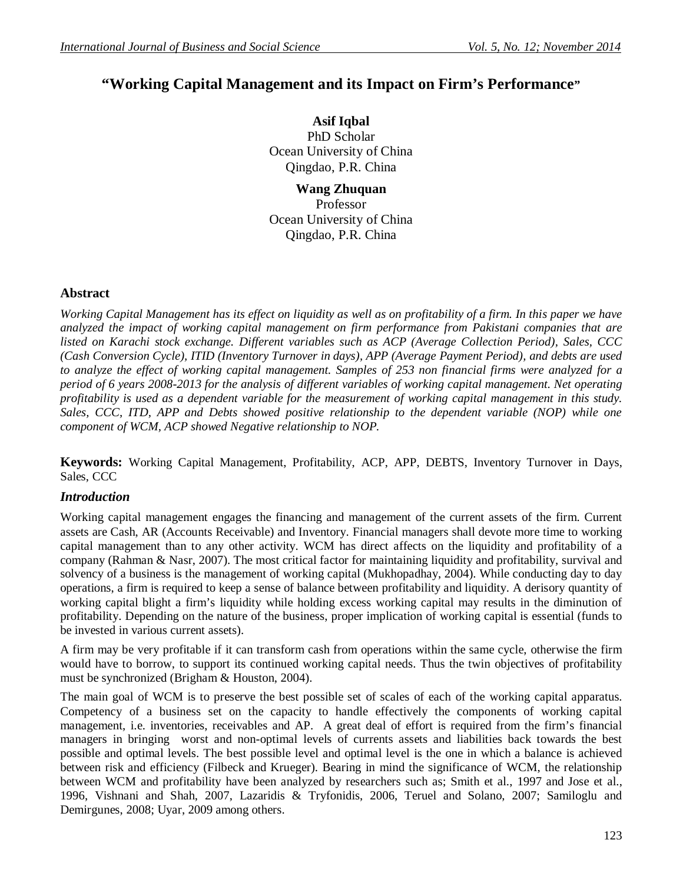# "Working Capital Management and its Impact on Firm's Performance"

**Asif Iqbal**
PhD Scholar
Ocean University of China
Qingdao, P.R. China

**Wang Zhuquan**
Professor
Ocean University of China
Qingdao, P.R. China

## Abstract

*Working Capital Management has its effect on liquidity as well as on profitability of a firm. In this paper we have analyzed the impact of working capital management on firm performance from Pakistani companies that are listed on Karachi stock exchange. Different variables such as ACP (Average Collection Period), Sales, CCC (Cash Conversion Cycle), ITID (Inventory Turnover in days), APP (Average Payment Period), and debts are used to analyze the effect of working capital management. Samples of 253 non financial firms were analyzed for a period of 6 years 2008-2013 for the analysis of different variables of working capital management. Net operating profitability is used as a dependent variable for the measurement of working capital management in this study. Sales, CCC, ITD, APP and Debts showed positive relationship to the dependent variable (NOP) while one component of WCM, ACP showed Negative relationship to NOP.*

**Keywords:** Working Capital Management, Profitability, ACP, APP, DEBTS, Inventory Turnover in Days, Sales, CCC

## *Introduction*

Working capital management engages the financing and management of the current assets of the firm. Current assets are Cash, AR (Accounts Receivable) and Inventory. Financial managers shall devote more time to working capital management than to any other activity. WCM has direct affects on the liquidity and profitability of a company (Rahman & Nasr, 2007). The most critical factor for maintaining liquidity and profitability, survival and solvency of a business is the management of working capital (Mukhopadhay, 2004). While conducting day to day operations, a firm is required to keep a sense of balance between profitability and liquidity. A derisory quantity of working capital blight a firm's liquidity while holding excess working capital may results in the diminution of profitability. Depending on the nature of the business, proper implication of working capital is essential (funds to be invested in various current assets).

A firm may be very profitable if it can transform cash from operations within the same cycle, otherwise the firm would have to borrow, to support its continued working capital needs. Thus the twin objectives of profitability must be synchronized (Brigham & Houston, 2004).

The main goal of WCM is to preserve the best possible set of scales of each of the working capital apparatus. Competency of a business set on the capacity to handle effectively the components of working capital management, i.e. inventories, receivables and AP. A great deal of effort is required from the firm's financial managers in bringing worst and non-optimal levels of currents assets and liabilities back towards the best possible and optimal levels. The best possible level and optimal level is the one in which a balance is achieved between risk and efficiency (Filbeck and Krueger). Bearing in mind the significance of WCM, the relationship between WCM and profitability have been analyzed by researchers such as; Smith et al., 1997 and Jose et al., 1996, Vishnani and Shah, 2007, Lazaridis & Tryfonidis, 2006, Teruel and Solano, 2007; Samiloglu and Demirgunes, 2008; Uyar, 2009 among others.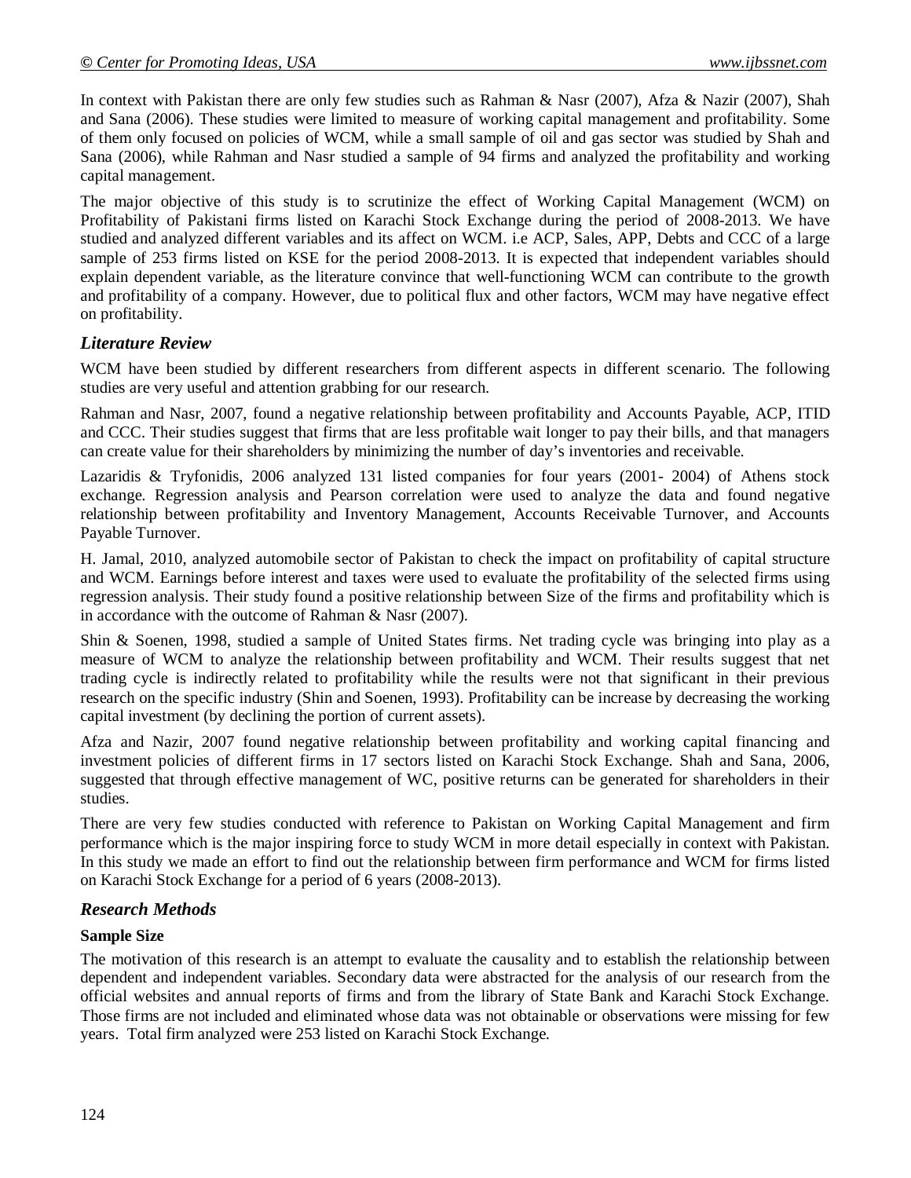In context with Pakistan there are only few studies such as Rahman & Nasr (2007), Afza & Nazir (2007), Shah and Sana (2006). These studies were limited to measure of working capital management and profitability. Some of them only focused on policies of WCM, while a small sample of oil and gas sector was studied by Shah and Sana (2006), while Rahman and Nasr studied a sample of 94 firms and analyzed the profitability and working capital management.

The major objective of this study is to scrutinize the effect of Working Capital Management (WCM) on Profitability of Pakistani firms listed on Karachi Stock Exchange during the period of 2008-2013. We have studied and analyzed different variables and its affect on WCM. i.e ACP, Sales, APP, Debts and CCC of a large sample of 253 firms listed on KSE for the period 2008-2013. It is expected that independent variables should explain dependent variable, as the literature convince that well-functioning WCM can contribute to the growth and profitability of a company. However, due to political flux and other factors, WCM may have negative effect on profitability.

## *Literature Review*

WCM have been studied by different researchers from different aspects in different scenario. The following studies are very useful and attention grabbing for our research.

Rahman and Nasr, 2007, found a negative relationship between profitability and Accounts Payable, ACP, ITID and CCC. Their studies suggest that firms that are less profitable wait longer to pay their bills, and that managers can create value for their shareholders by minimizing the number of day's inventories and receivable.

Lazaridis & Tryfonidis, 2006 analyzed 131 listed companies for four years (2001- 2004) of Athens stock exchange. Regression analysis and Pearson correlation were used to analyze the data and found negative relationship between profitability and Inventory Management, Accounts Receivable Turnover, and Accounts Payable Turnover.

H. Jamal, 2010, analyzed automobile sector of Pakistan to check the impact on profitability of capital structure and WCM. Earnings before interest and taxes were used to evaluate the profitability of the selected firms using regression analysis. Their study found a positive relationship between Size of the firms and profitability which is in accordance with the outcome of Rahman & Nasr (2007).

Shin & Soenen, 1998, studied a sample of United States firms. Net trading cycle was bringing into play as a measure of WCM to analyze the relationship between profitability and WCM. Their results suggest that net trading cycle is indirectly related to profitability while the results were not that significant in their previous research on the specific industry (Shin and Soenen, 1993). Profitability can be increase by decreasing the working capital investment (by declining the portion of current assets).

Afza and Nazir, 2007 found negative relationship between profitability and working capital financing and investment policies of different firms in 17 sectors listed on Karachi Stock Exchange. Shah and Sana, 2006, suggested that through effective management of WC, positive returns can be generated for shareholders in their studies.

There are very few studies conducted with reference to Pakistan on Working Capital Management and firm performance which is the major inspiring force to study WCM in more detail especially in context with Pakistan. In this study we made an effort to find out the relationship between firm performance and WCM for firms listed on Karachi Stock Exchange for a period of 6 years (2008-2013).

## *Research Methods*

### **Sample Size**

The motivation of this research is an attempt to evaluate the causality and to establish the relationship between dependent and independent variables. Secondary data were abstracted for the analysis of our research from the official websites and annual reports of firms and from the library of State Bank and Karachi Stock Exchange. Those firms are not included and eliminated whose data was not obtainable or observations were missing for few years. Total firm analyzed were 253 listed on Karachi Stock Exchange.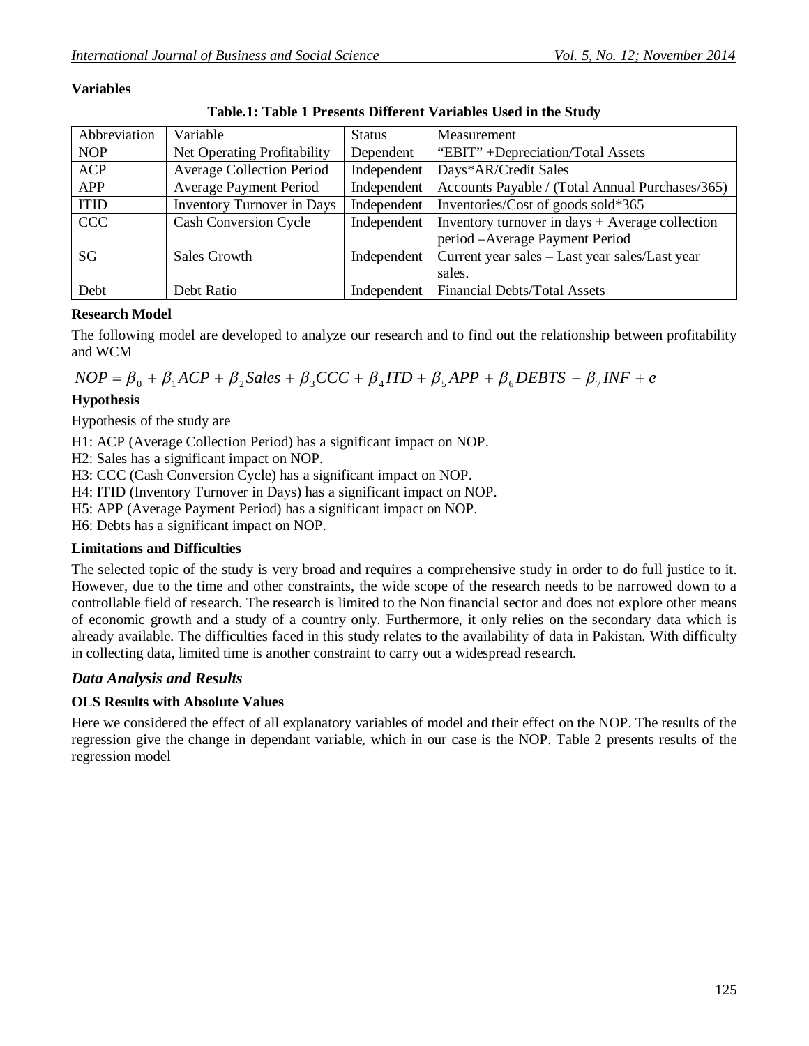**Variables**

**Table.1: Table 1 Presents Different Variables Used in the Study**

| Abbreviation | Variable | Status | Measurement |
|---|---|---|---|
| NOP | Net Operating Profitability | Dependent | "EBIT" +Depreciation/Total Assets |
| ACP | Average Collection Period | Independent | Days*AR/Credit Sales |
| APP | Average Payment Period | Independent | Accounts Payable / (Total Annual Purchases/365) |
| ITID | Inventory Turnover in Days | Independent | Inventories/Cost of goods sold*365 |
| CCC | Cash Conversion Cycle | Independent | Inventory turnover in days + Average collection period –Average Payment Period |
| SG | Sales Growth | Independent | Current year sales – Last year sales/Last year sales. |
| Debt | Debt Ratio | Independent | Financial Debts/Total Assets |

**Research Model**

The following model are developed to analyze our research and to find out the relationship between profitability and WCM

$$NOP = \beta_0 + \beta_1 ACP + \beta_2 Sales + \beta_3 CCC + \beta_4 ITD + \beta_5 APP + \beta_6 DEBTS - \beta_7 INF + e$$

**Hypothesis**

Hypothesis of the study are

H1: ACP (Average Collection Period) has a significant impact on NOP.

H2: Sales has a significant impact on NOP.

H3: CCC (Cash Conversion Cycle) has a significant impact on NOP.

H4: ITID (Inventory Turnover in Days) has a significant impact on NOP.

H5: APP (Average Payment Period) has a significant impact on NOP.

H6: Debts has a significant impact on NOP.

**Limitations and Difficulties**

The selected topic of the study is very broad and requires a comprehensive study in order to do full justice to it. However, due to the time and other constraints, the wide scope of the research needs to be narrowed down to a controllable field of research. The research is limited to the Non financial sector and does not explore other means of economic growth and a study of a country only. Furthermore, it only relies on the secondary data which is already available. The difficulties faced in this study relates to the availability of data in Pakistan. With difficulty in collecting data, limited time is another constraint to carry out a widespread research.

## *Data Analysis and Results*

**OLS Results with Absolute Values**

Here we considered the effect of all explanatory variables of model and their effect on the NOP. The results of the regression give the change in dependant variable, which in our case is the NOP. Table 2 presents results of the regression model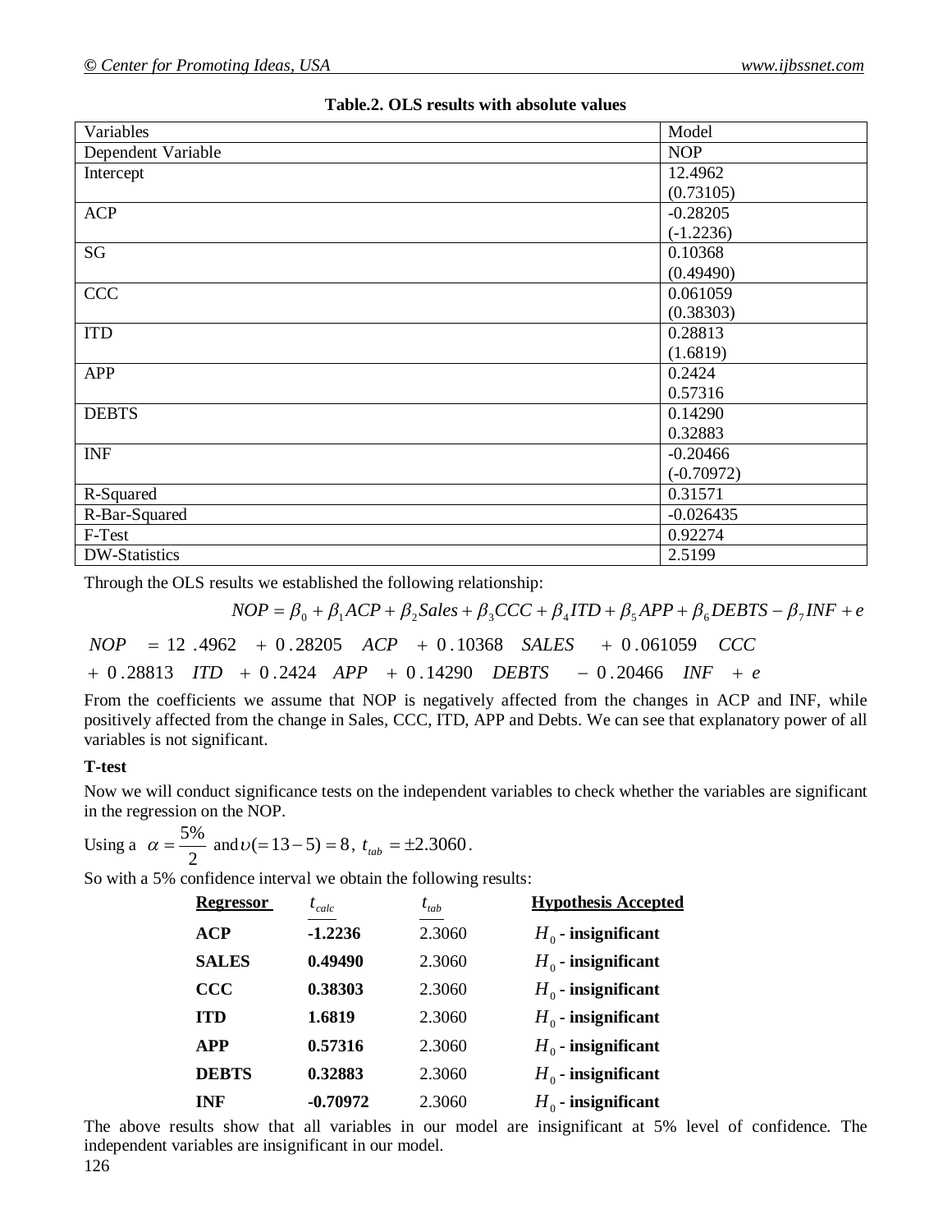**Table.2. OLS results with absolute values**

| Variables | Model |
|---|---|
| Dependent Variable | NOP |
| Intercept | 12.4962 (0.73105) |
| ACP | -0.28205 (-1.2236) |
| SG | 0.10368 (0.49490) |
| CCC | 0.061059 (0.38303) |
| ITD | 0.28813 (1.6819) |
| APP | 0.2424 0.57316 |
| DEBTS | 0.14290 0.32883 |
| INF | -0.20466 (-0.70972) |
| R-Squared | 0.31571 |
| R-Bar-Squared | -0.026435 |
| F-Test | 0.92274 |
| DW-Statistics | 2.5199 |

Through the OLS results we established the following relationship:

$$NOP = \beta_0 + \beta_1 ACP + \beta_2 Sales + \beta_3 CCC + \beta_4 ITD + \beta_5 APP + \beta_6 DEBTS - \beta_7 INF + e$$

$$NOP = 12.4962 + 0.28205 \ ACP + 0.10368 \ SALES + 0.061059 \ CCC$$
$$+ 0.28813 \ ITD + 0.2424 \ APP + 0.14290 \ DEBTS - 0.20466 \ INF + e$$

From the coefficients we assume that NOP is negatively affected from the changes in ACP and INF, while positively affected from the change in Sales, CCC, ITD, APP and Debts. We can see that explanatory power of all variables is not significant.

**T-test**

Now we will conduct significance tests on the independent variables to check whether the variables are significant in the regression on the NOP.

Using a $\alpha = \frac{5\%}{2}$ and $\upsilon(=13-5) = 8$, $t_{tab} = \pm 2.3060$.

So with a 5% confidence interval we obtain the following results:

| **Regressor** | $t_{calc}$ | $t_{tab}$ | **Hypothesis Accepted** |
|---|---|---|---|
| **ACP** | **-1.2236** | 2.3060 | $H_0$ **- insignificant** |
| **SALES** | **0.49490** | 2.3060 | $H_0$ **- insignificant** |
| **CCC** | **0.38303** | 2.3060 | $H_0$ **- insignificant** |
| **ITD** | **1.6819** | 2.3060 | $H_0$ **- insignificant** |
| **APP** | **0.57316** | 2.3060 | $H_0$ **- insignificant** |
| **DEBTS** | **0.32883** | 2.3060 | $H_0$ **- insignificant** |
| **INF** | **-0.70972** | 2.3060 | $H_0$ **- insignificant** |

The above results show that all variables in our model are insignificant at 5% level of confidence. The independent variables are insignificant in our model.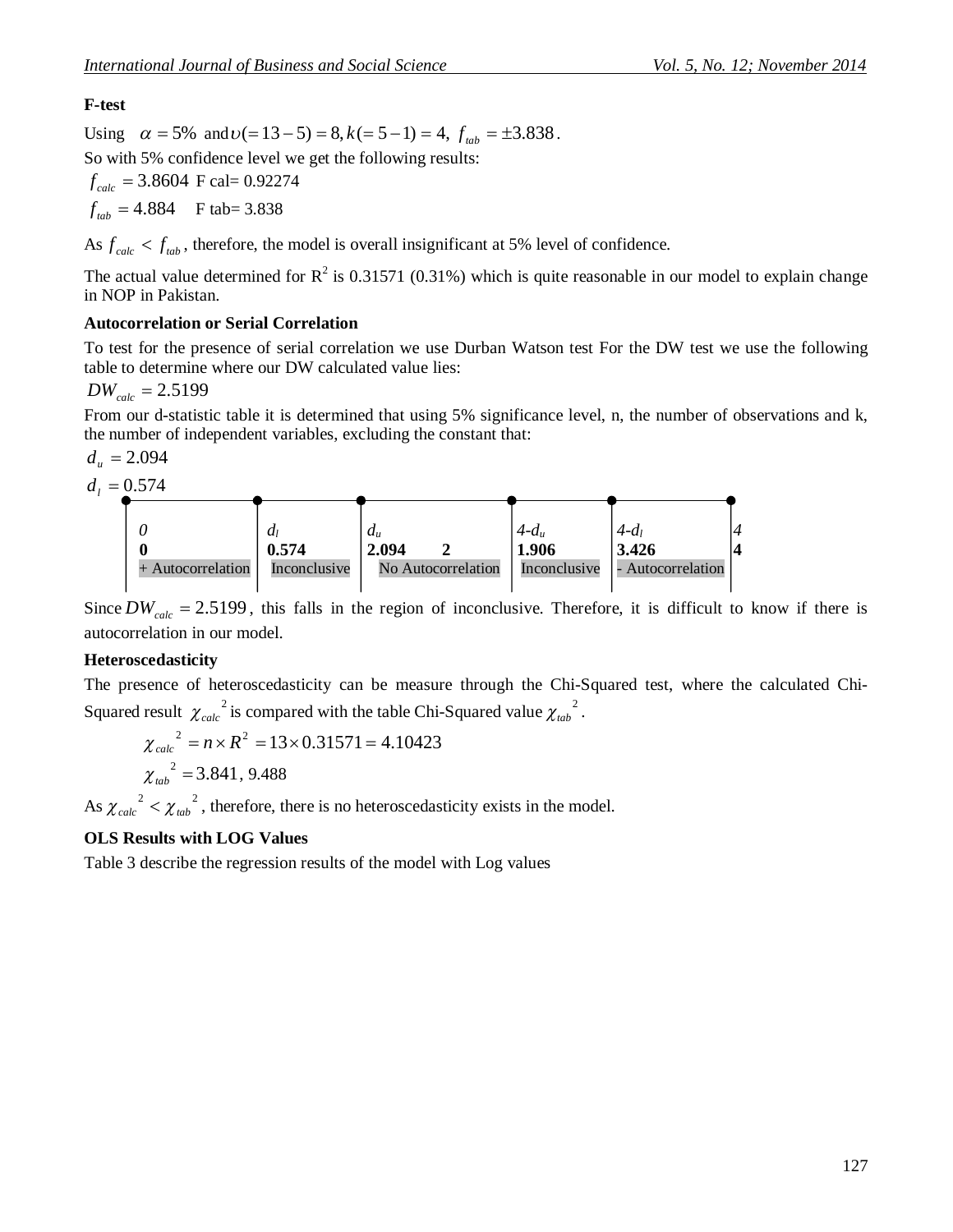**F-test**

Using $\alpha = 5\%$ and $\upsilon(= 13 - 5) = 8, k(= 5 - 1) = 4,\ f_{tab} = \pm 3.838$.

So with 5% confidence level we get the following results:

$f_{calc} = 3.8604$ F cal= 0.92274

$f_{tab} = 4.884$ F tab= 3.838

As $f_{calc} < f_{tab}$, therefore, the model is overall insignificant at 5% level of confidence.

The actual value determined for $R^2$ is 0.31571 (0.31%) which is quite reasonable in our model to explain change in NOP in Pakistan.

**Autocorrelation or Serial Correlation**

To test for the presence of serial correlation we use Durban Watson test For the DW test we use the following table to determine where our DW calculated value lies:

$DW_{calc} = 2.5199$

From our d-statistic table it is determined that using 5% significance level, n, the number of observations and k, the number of independent variables, excluding the constant that:

$d_u = 2.094$

$d_l = 0.574$

| *0* | *$d_l$* | *$d_u$* | *$4-d_u$* | *$4-d_l$* | *4* |
|---|---|---|---|---|---|
| **0** | **0.574** | **2.094 2** | **1.906** | **3.426** | **4** |
| + Autocorrelation | Inconclusive | No Autocorrelation | Inconclusive | - Autocorrelation | |

Since $DW_{calc} = 2.5199$, this falls in the region of inconclusive. Therefore, it is difficult to know if there is autocorrelation in our model.

**Heteroscedasticity**

The presence of heteroscedasticity can be measure through the Chi-Squared test, where the calculated Chi-Squared result $\chi_{calc}{}^2$ is compared with the table Chi-Squared value $\chi_{tab}{}^2$.

$$\chi_{calc}{}^2 = n \times R^2 = 13 \times 0.31571 = 4.10423$$

$$\chi_{tab}{}^2 = 3.841,\ 9.488$$

As $\chi_{calc}{}^2 < \chi_{tab}{}^2$, therefore, there is no heteroscedasticity exists in the model.

**OLS Results with LOG Values**

Table 3 describe the regression results of the model with Log values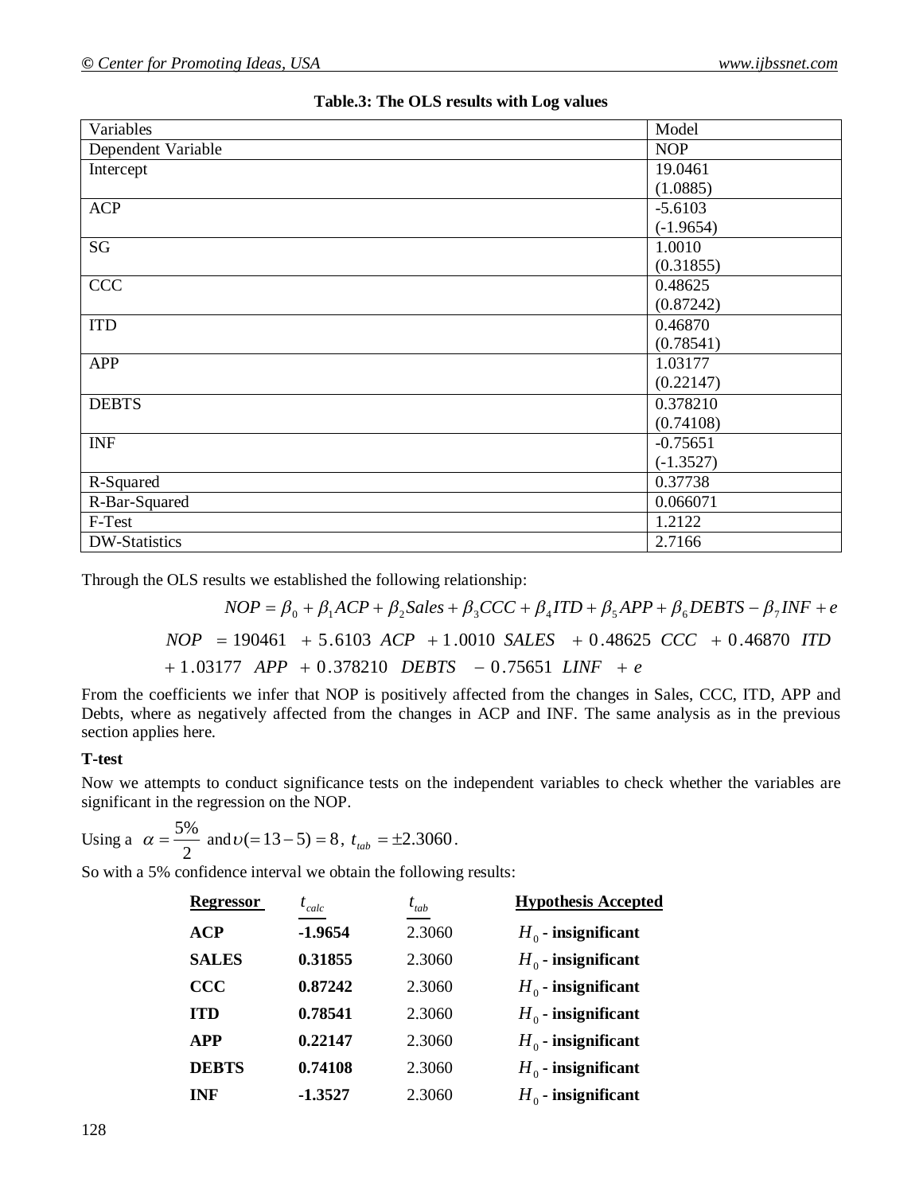**Table.3: The OLS results with Log values**

| Variables | Model |
|---|---|
| Dependent Variable | NOP |
| Intercept | 19.0461<br>(1.0885) |
| ACP | -5.6103<br>(-1.9654) |
| SG | 1.0010<br>(0.31855) |
| CCC | 0.48625<br>(0.87242) |
| ITD | 0.46870<br>(0.78541) |
| APP | 1.03177<br>(0.22147) |
| DEBTS | 0.378210<br>(0.74108) |
| INF | -0.75651<br>(-1.3527) |
| R-Squared | 0.37738 |
| R-Bar-Squared | 0.066071 |
| F-Test | 1.2122 |
| DW-Statistics | 2.7166 |

Through the OLS results we established the following relationship:

$$NOP = \beta_0 + \beta_1 ACP + \beta_2 Sales + \beta_3 CCC + \beta_4 ITD + \beta_5 APP + \beta_6 DEBTS - \beta_7 INF + e$$

$$NOP = 190461 + 5.6103\ ACP + 1.0010\ SALES + 0.48625\ CCC + 0.46870\ ITD$$
$$+ 1.03177\ APP + 0.378210\ DEBTS - 0.75651\ LINF + e$$

From the coefficients we infer that NOP is positively affected from the changes in Sales, CCC, ITD, APP and Debts, where as negatively affected from the changes in ACP and INF. The same analysis as in the previous section applies here.

**T-test**

Now we attempts to conduct significance tests on the independent variables to check whether the variables are significant in the regression on the NOP.

Using a $\alpha = \frac{5\%}{2}$ and $\upsilon (= 13 - 5) = 8$, $t_{tab} = \pm 2.3060$.

So with a 5% confidence interval we obtain the following results:

| **Regressor** | $t_{calc}$ | $t_{tab}$ | **Hypothesis Accepted** |
|---|---|---|---|
| **ACP** | **-1.9654** | 2.3060 | $H_0$ **- insignificant** |
| **SALES** | **0.31855** | 2.3060 | $H_0$ **- insignificant** |
| **CCC** | **0.87242** | 2.3060 | $H_0$ **- insignificant** |
| **ITD** | **0.78541** | 2.3060 | $H_0$ **- insignificant** |
| **APP** | **0.22147** | 2.3060 | $H_0$ **- insignificant** |
| **DEBTS** | **0.74108** | 2.3060 | $H_0$ **- insignificant** |
| **INF** | **-1.3527** | 2.3060 | $H_0$ **- insignificant** |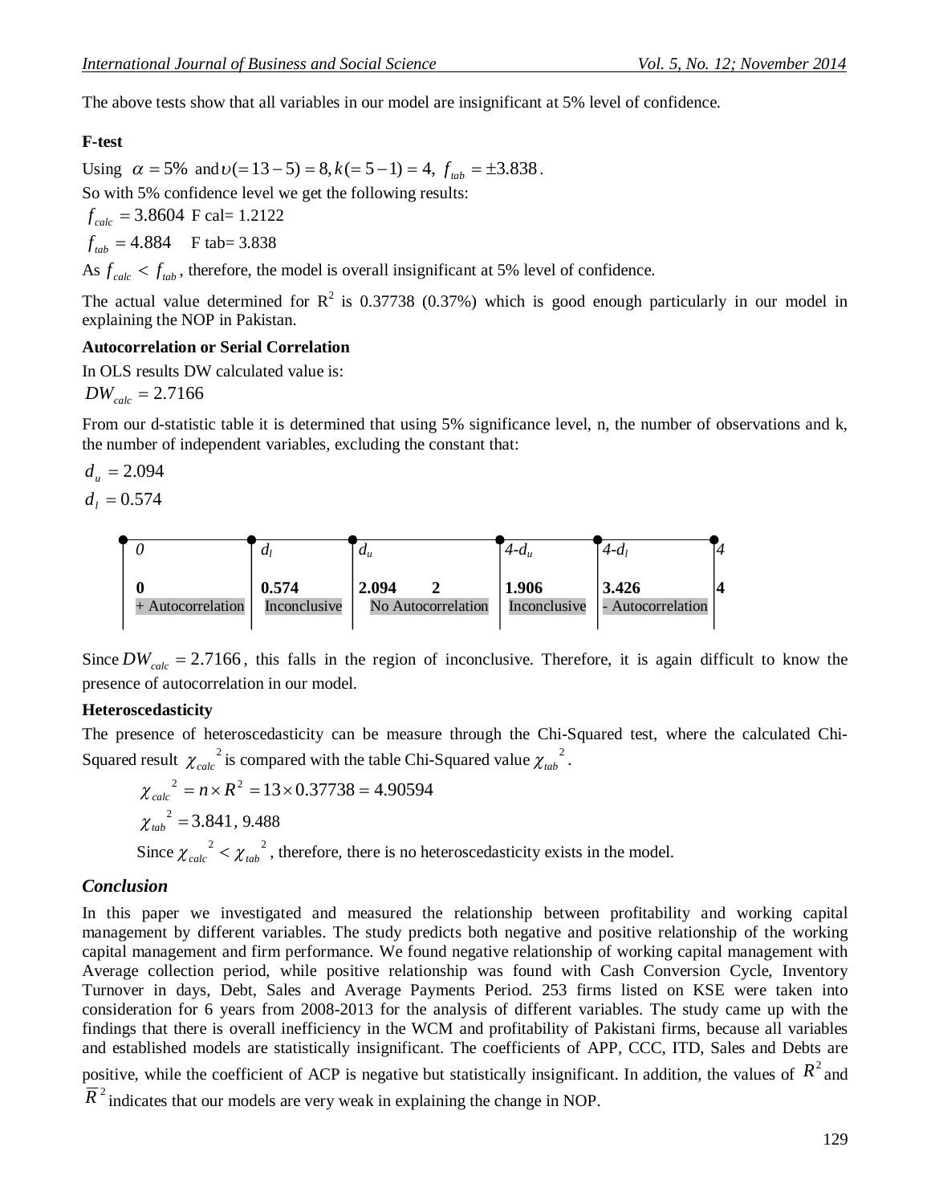The above tests show that all variables in our model are insignificant at 5% level of confidence.

**F-test**

Using $\alpha = 5\%$ and $\upsilon(= 13 - 5) = 8, k(= 5 - 1) = 4,\ f_{tab} = \pm 3.838$.

So with 5% confidence level we get the following results:

$f_{calc} = 3.8604$ F cal= 1.2122

$f_{tab} = 4.884$ F tab= 3.838

As $f_{calc} < f_{tab}$, therefore, the model is overall insignificant at 5% level of confidence.

The actual value determined for $R^2$ is 0.37738 (0.37%) which is good enough particularly in our model in explaining the NOP in Pakistan.

**Autocorrelation or Serial Correlation**

In OLS results DW calculated value is:

$DW_{calc} = 2.7166$

From our d-statistic table it is determined that using 5% significance level, n, the number of observations and k, the number of independent variables, excluding the constant that:

$d_u = 2.094$

$d_l = 0.574$

| *0* | *$d_l$* | *$d_u$* | *4-$d_u$* | *4-$d_l$* | *4* |
|---|---|---|---|---|---|
| **0** | **0.574** | **2.094 2** | **1.906** | **3.426** | **4** |
| + Autocorrelation | Inconclusive | No Autocorrelation | Inconclusive | - Autocorrelation | |

Since $DW_{calc} = 2.7166$, this falls in the region of inconclusive. Therefore, it is again difficult to know the presence of autocorrelation in our model.

**Heteroscedasticity**

The presence of heteroscedasticity can be measure through the Chi-Squared test, where the calculated Chi-Squared result $\chi_{calc}{}^2$ is compared with the table Chi-Squared value $\chi_{tab}{}^2$.

$$\chi_{calc}{}^2 = n \times R^2 = 13 \times 0.37738 = 4.90594$$

$$\chi_{tab}{}^2 = 3.841,\ 9.488$$

Since $\chi_{calc}{}^2 < \chi_{tab}{}^2$, therefore, there is no heteroscedasticity exists in the model.

## *Conclusion*

In this paper we investigated and measured the relationship between profitability and working capital management by different variables. The study predicts both negative and positive relationship of the working capital management and firm performance. We found negative relationship of working capital management with Average collection period, while positive relationship was found with Cash Conversion Cycle, Inventory Turnover in days, Debt, Sales and Average Payments Period. 253 firms listed on KSE were taken into consideration for 6 years from 2008-2013 for the analysis of different variables. The study came up with the findings that there is overall inefficiency in the WCM and profitability of Pakistani firms, because all variables and established models are statistically insignificant. The coefficients of APP, CCC, ITD, Sales and Debts are positive, while the coefficient of ACP is negative but statistically insignificant. In addition, the values of $R^2$ and $\overline{R}^2$ indicates that our models are very weak in explaining the change in NOP.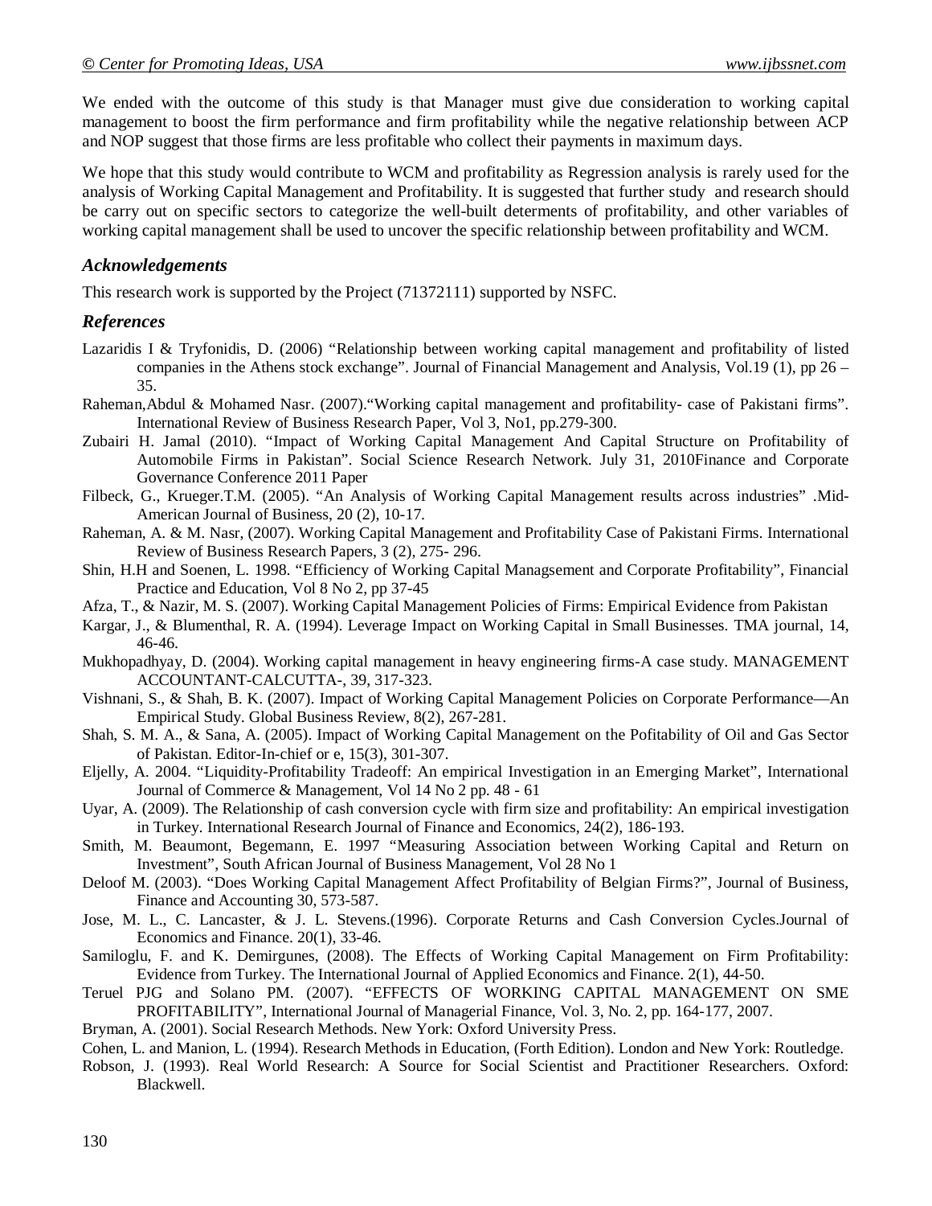We ended with the outcome of this study is that Manager must give due consideration to working capital management to boost the firm performance and firm profitability while the negative relationship between ACP and NOP suggest that those firms are less profitable who collect their payments in maximum days.

We hope that this study would contribute to WCM and profitability as Regression analysis is rarely used for the analysis of Working Capital Management and Profitability. It is suggested that further study and research should be carry out on specific sectors to categorize the well-built determents of profitability, and other variables of working capital management shall be used to uncover the specific relationship between profitability and WCM.

### *Acknowledgements*

This research work is supported by the Project (71372111) supported by NSFC.

### *References*

Lazaridis I & Tryfonidis, D. (2006) "Relationship between working capital management and profitability of listed companies in the Athens stock exchange". Journal of Financial Management and Analysis, Vol.19 (1), pp 26 – 35.

Raheman,Abdul & Mohamed Nasr. (2007)."Working capital management and profitability- case of Pakistani firms". International Review of Business Research Paper, Vol 3, No1, pp.279-300.

Zubairi H. Jamal (2010). "Impact of Working Capital Management And Capital Structure on Profitability of Automobile Firms in Pakistan". Social Science Research Network. July 31, 2010Finance and Corporate Governance Conference 2011 Paper

Filbeck, G., Krueger.T.M. (2005). "An Analysis of Working Capital Management results across industries" .Mid-American Journal of Business, 20 (2), 10-17.

Raheman, A. & M. Nasr, (2007). Working Capital Management and Profitability Case of Pakistani Firms. International Review of Business Research Papers, 3 (2), 275- 296.

Shin, H.H and Soenen, L. 1998. "Efficiency of Working Capital Managsement and Corporate Profitability", Financial Practice and Education, Vol 8 No 2, pp 37-45

Afza, T., & Nazir, M. S. (2007). Working Capital Management Policies of Firms: Empirical Evidence from Pakistan

Kargar, J., & Blumenthal, R. A. (1994). Leverage Impact on Working Capital in Small Businesses. TMA journal, 14, 46-46.

Mukhopadhyay, D. (2004). Working capital management in heavy engineering firms-A case study. MANAGEMENT ACCOUNTANT-CALCUTTA-, 39, 317-323.

Vishnani, S., & Shah, B. K. (2007). Impact of Working Capital Management Policies on Corporate Performance—An Empirical Study. Global Business Review, 8(2), 267-281.

Shah, S. M. A., & Sana, A. (2005). Impact of Working Capital Management on the Pofitability of Oil and Gas Sector of Pakistan. Editor-In-chief or e, 15(3), 301-307.

Eljelly, A. 2004. "Liquidity-Profitability Tradeoff: An empirical Investigation in an Emerging Market", International Journal of Commerce & Management, Vol 14 No 2 pp. 48 - 61

Uyar, A. (2009). The Relationship of cash conversion cycle with firm size and profitability: An empirical investigation in Turkey. International Research Journal of Finance and Economics, 24(2), 186-193.

Smith, M. Beaumont, Begemann, E. 1997 "Measuring Association between Working Capital and Return on Investment", South African Journal of Business Management, Vol 28 No 1

Deloof M. (2003). "Does Working Capital Management Affect Profitability of Belgian Firms?", Journal of Business, Finance and Accounting 30, 573-587.

Jose, M. L., C. Lancaster, & J. L. Stevens.(1996). Corporate Returns and Cash Conversion Cycles.Journal of Economics and Finance. 20(1), 33-46.

Samiloglu, F. and K. Demirgunes, (2008). The Effects of Working Capital Management on Firm Profitability: Evidence from Turkey. The International Journal of Applied Economics and Finance. 2(1), 44-50.

Teruel PJG and Solano PM. (2007). "EFFECTS OF WORKING CAPITAL MANAGEMENT ON SME PROFITABILITY", International Journal of Managerial Finance, Vol. 3, No. 2, pp. 164-177, 2007.

Bryman, A. (2001). Social Research Methods. New York: Oxford University Press.

Cohen, L. and Manion, L. (1994). Research Methods in Education, (Forth Edition). London and New York: Routledge.

Robson, J. (1993). Real World Research: A Source for Social Scientist and Practitioner Researchers. Oxford: Blackwell.